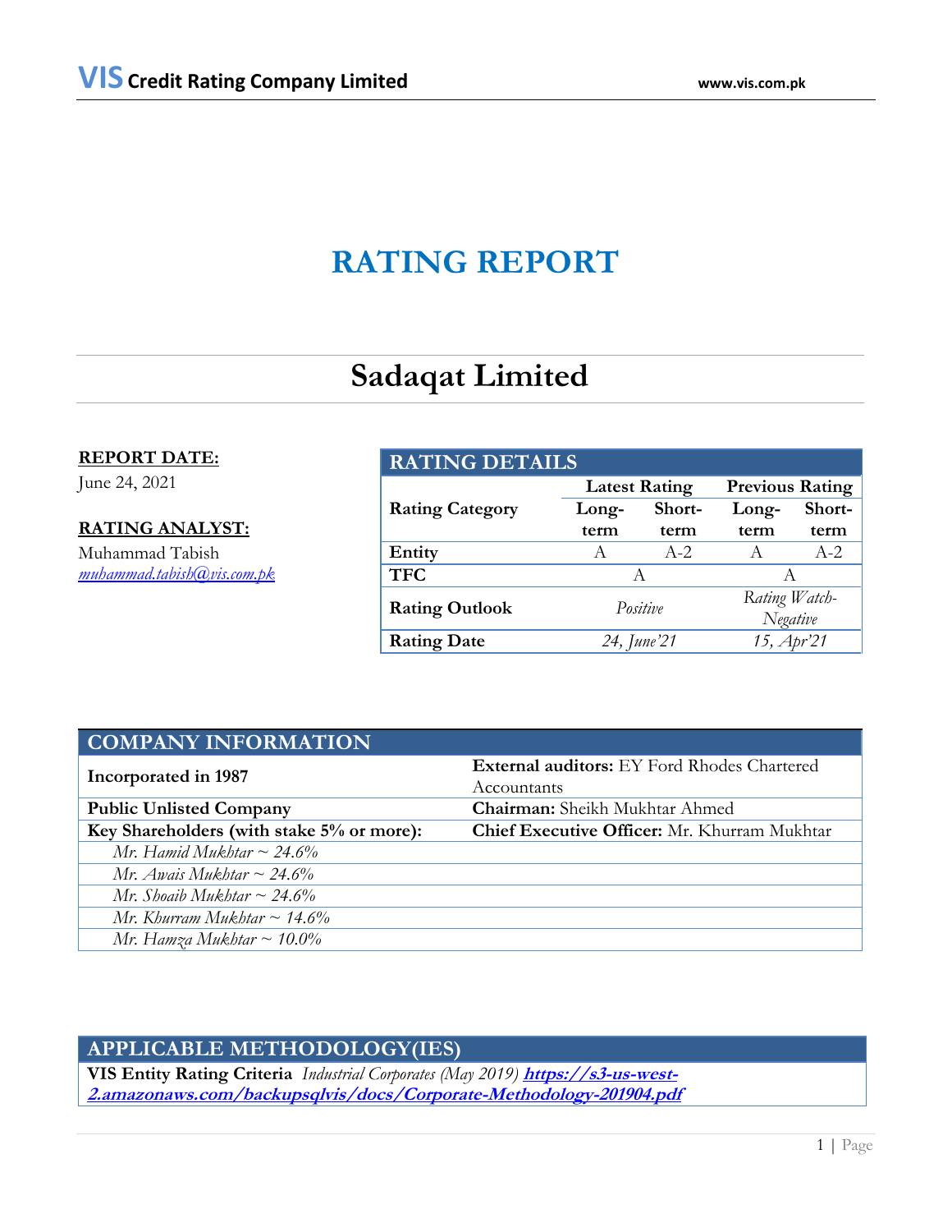**VIS Credit Rating Company Limited** www.vis.com.pk

# RATING REPORT

## Sadaqat Limited

**REPORT DATE:**
June 24, 2021

**RATING ANALYST:**
Muhammad Tabish
*muhammad.tabish@vis.com.pk*

| RATING DETAILS | | | | |
|---|---|---|---|---|
| Rating Category | Latest Rating | | Previous Rating | |
| | Long-term | Short-term | Long-term | Short-term |
| **Entity** | A | A-2 | A | A-2 |
| **TFC** | A | | A | |
| **Rating Outlook** | *Positive* | | *Rating Watch-Negative* | |
| **Rating Date** | *24, June'21* | | *15, Apr'21* | |

| COMPANY INFORMATION | |
|---|---|
| **Incorporated in 1987** | **External auditors:** EY Ford Rhodes Chartered Accountants |
| **Public Unlisted Company** | **Chairman:** Sheikh Mukhtar Ahmed |
| **Key Shareholders (with stake 5% or more):** | **Chief Executive Officer:** Mr. Khurram Mukhtar |
| *Mr. Hamid Mukhtar ~ 24.6%* | |
| *Mr. Awais Mukhtar ~ 24.6%* | |
| *Mr. Shoaib Mukhtar ~ 24.6%* | |
| *Mr. Khurram Mukhtar ~ 14.6%* | |
| *Mr. Hamza Mukhtar ~ 10.0%* | |

| APPLICABLE METHODOLOGY(IES) |
|---|
| **VIS Entity Rating Criteria** *Industrial Corporates (May 2019)* **https://s3-us-west-2.amazonaws.com/backupsqlvis/docs/Corporate-Methodology-201904.pdf** |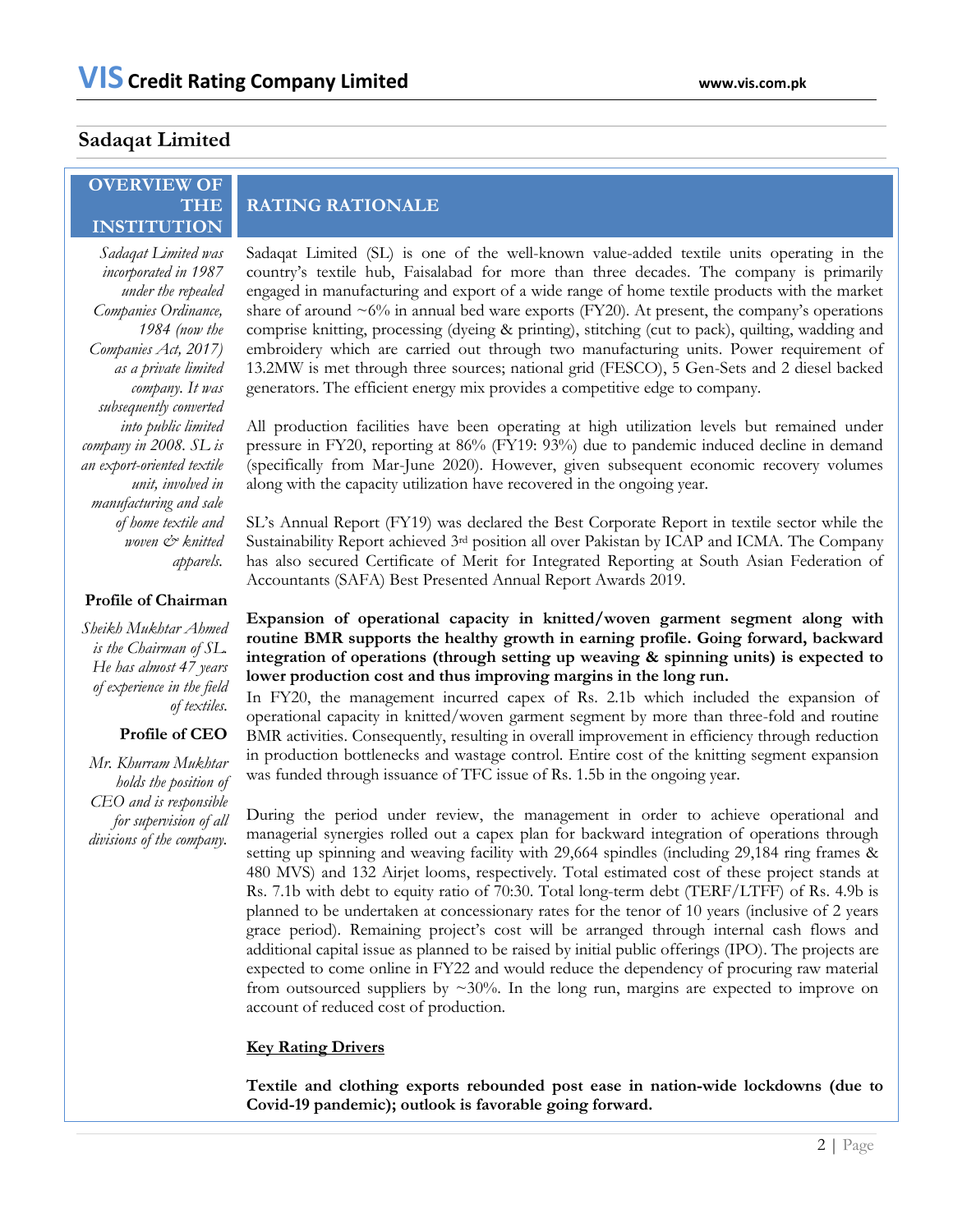## Sadaqat Limited

### OVERVIEW OF THE INSTITUTION

*Sadaqat Limited was incorporated in 1987 under the repealed Companies Ordinance, 1984 (now the Companies Act, 2017) as a private limited company. It was subsequently converted into public limited company in 2008. SL is an export-oriented textile unit, involved in manufacturing and sale of home textile and woven & knitted apparels.*

**Profile of Chairman**

*Sheikh Mukhtar Ahmed is the Chairman of SL. He has almost 47 years of experience in the field of textiles.*

**Profile of CEO**

*Mr. Khurram Mukhtar holds the position of CEO and is responsible for supervision of all divisions of the company.*

### RATING RATIONALE

Sadaqat Limited (SL) is one of the well-known value-added textile units operating in the country's textile hub, Faisalabad for more than three decades. The company is primarily engaged in manufacturing and export of a wide range of home textile products with the market share of around ~6% in annual bed ware exports (FY20). At present, the company's operations comprise knitting, processing (dyeing & printing), stitching (cut to pack), quilting, wadding and embroidery which are carried out through two manufacturing units. Power requirement of 13.2MW is met through three sources; national grid (FESCO), 5 Gen-Sets and 2 diesel backed generators. The efficient energy mix provides a competitive edge to company.

All production facilities have been operating at high utilization levels but remained under pressure in FY20, reporting at 86% (FY19: 93%) due to pandemic induced decline in demand (specifically from Mar-June 2020). However, given subsequent economic recovery volumes along with the capacity utilization have recovered in the ongoing year.

SL's Annual Report (FY19) was declared the Best Corporate Report in textile sector while the Sustainability Report achieved 3rd position all over Pakistan by ICAP and ICMA. The Company has also secured Certificate of Merit for Integrated Reporting at South Asian Federation of Accountants (SAFA) Best Presented Annual Report Awards 2019.

**Expansion of operational capacity in knitted/woven garment segment along with routine BMR supports the healthy growth in earning profile. Going forward, backward integration of operations (through setting up weaving & spinning units) is expected to lower production cost and thus improving margins in the long run.**

In FY20, the management incurred capex of Rs. 2.1b which included the expansion of operational capacity in knitted/woven garment segment by more than three-fold and routine BMR activities. Consequently, resulting in overall improvement in efficiency through reduction in production bottlenecks and wastage control. Entire cost of the knitting segment expansion was funded through issuance of TFC issue of Rs. 1.5b in the ongoing year.

During the period under review, the management in order to achieve operational and managerial synergies rolled out a capex plan for backward integration of operations through setting up spinning and weaving facility with 29,664 spindles (including 29,184 ring frames & 480 MVS) and 132 Airjet looms, respectively. Total estimated cost of these project stands at Rs. 7.1b with debt to equity ratio of 70:30. Total long-term debt (TERF/LTFF) of Rs. 4.9b is planned to be undertaken at concessionary rates for the tenor of 10 years (inclusive of 2 years grace period). Remaining project's cost will be arranged through internal cash flows and additional capital issue as planned to be raised by initial public offerings (IPO). The projects are expected to come online in FY22 and would reduce the dependency of procuring raw material from outsourced suppliers by ~30%. In the long run, margins are expected to improve on account of reduced cost of production.

**Key Rating Drivers**

**Textile and clothing exports rebounded post ease in nation-wide lockdowns (due to Covid-19 pandemic); outlook is favorable going forward.**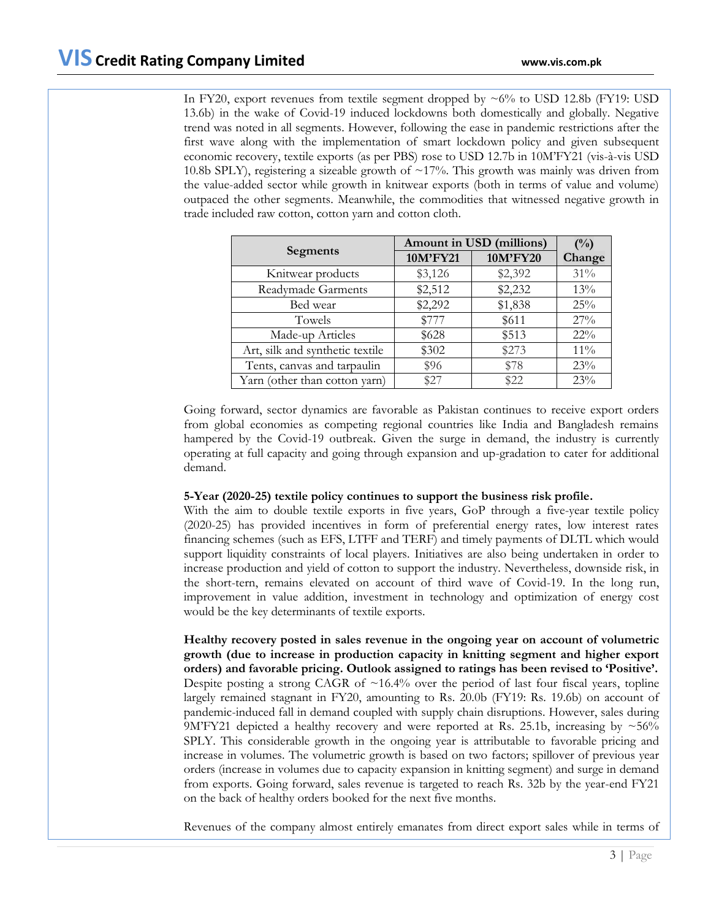In FY20, export revenues from textile segment dropped by ~6% to USD 12.8b (FY19: USD 13.6b) in the wake of Covid-19 induced lockdowns both domestically and globally. Negative trend was noted in all segments. However, following the ease in pandemic restrictions after the first wave along with the implementation of smart lockdown policy and given subsequent economic recovery, textile exports (as per PBS) rose to USD 12.7b in 10M'FY21 (vis-à-vis USD 10.8b SPLY), registering a sizeable growth of ~17%. This growth was mainly was driven from the value-added sector while growth in knitwear exports (both in terms of value and volume) outpaced the other segments. Meanwhile, the commodities that witnessed negative growth in trade included raw cotton, cotton yarn and cotton cloth.

| Segments | Amount in USD (millions) | | (%) Change |
|---|---|---|---|
| | 10M'FY21 | 10M'FY20 | |
| Knitwear products | $3,126 | $2,392 | 31% |
| Readymade Garments | $2,512 | $2,232 | 13% |
| Bed wear | $2,292 | $1,838 | 25% |
| Towels | $777 | $611 | 27% |
| Made-up Articles | $628 | $513 | 22% |
| Art, silk and synthetic textile | $302 | $273 | 11% |
| Tents, canvas and tarpaulin | $96 | $78 | 23% |
| Yarn (other than cotton yarn) | $27 | $22 | 23% |

Going forward, sector dynamics are favorable as Pakistan continues to receive export orders from global economies as competing regional countries like India and Bangladesh remains hampered by the Covid-19 outbreak. Given the surge in demand, the industry is currently operating at full capacity and going through expansion and up-gradation to cater for additional demand.

**5-Year (2020-25) textile policy continues to support the business risk profile.**
With the aim to double textile exports in five years, GoP through a five-year textile policy (2020-25) has provided incentives in form of preferential energy rates, low interest rates financing schemes (such as EFS, LTFF and TERF) and timely payments of DLTL which would support liquidity constraints of local players. Initiatives are also being undertaken in order to increase production and yield of cotton to support the industry. Nevertheless, downside risk, in the short-tern, remains elevated on account of third wave of Covid-19. In the long run, improvement in value addition, investment in technology and optimization of energy cost would be the key determinants of textile exports.

**Healthy recovery posted in sales revenue in the ongoing year on account of volumetric growth (due to increase in production capacity in knitting segment and higher export orders) and favorable pricing. Outlook assigned to ratings has been revised to 'Positive'.**
Despite posting a strong CAGR of ~16.4% over the period of last four fiscal years, topline largely remained stagnant in FY20, amounting to Rs. 20.0b (FY19: Rs. 19.6b) on account of pandemic-induced fall in demand coupled with supply chain disruptions. However, sales during 9M'FY21 depicted a healthy recovery and were reported at Rs. 25.1b, increasing by ~56% SPLY. This considerable growth in the ongoing year is attributable to favorable pricing and increase in volumes. The volumetric growth is based on two factors; spillover of previous year orders (increase in volumes due to capacity expansion in knitting segment) and surge in demand from exports. Going forward, sales revenue is targeted to reach Rs. 32b by the year-end FY21 on the back of healthy orders booked for the next five months.

Revenues of the company almost entirely emanates from direct export sales while in terms of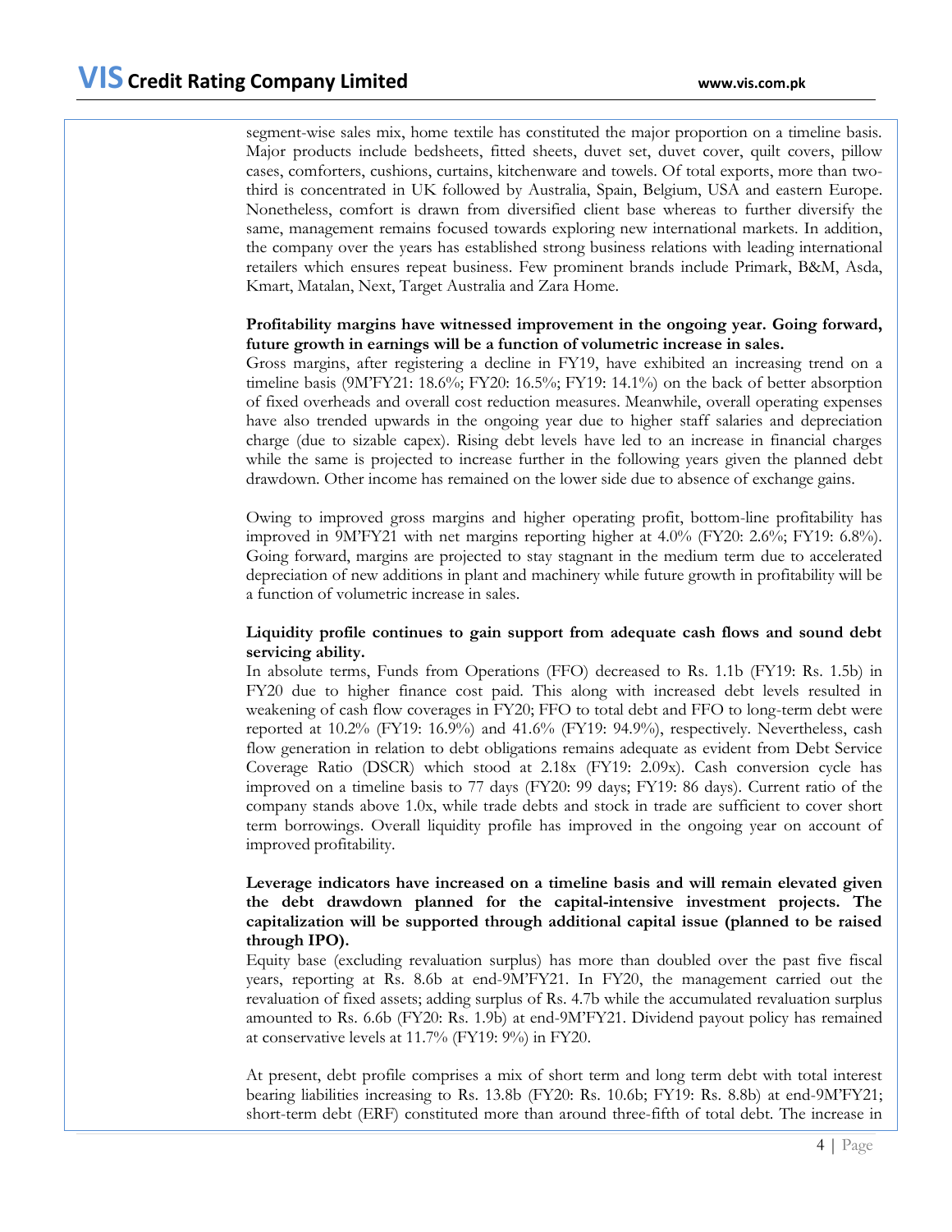segment-wise sales mix, home textile has constituted the major proportion on a timeline basis. Major products include bedsheets, fitted sheets, duvet set, duvet cover, quilt covers, pillow cases, comforters, cushions, curtains, kitchenware and towels. Of total exports, more than two-third is concentrated in UK followed by Australia, Spain, Belgium, USA and eastern Europe. Nonetheless, comfort is drawn from diversified client base whereas to further diversify the same, management remains focused towards exploring new international markets. In addition, the company over the years has established strong business relations with leading international retailers which ensures repeat business. Few prominent brands include Primark, B&M, Asda, Kmart, Matalan, Next, Target Australia and Zara Home.

**Profitability margins have witnessed improvement in the ongoing year. Going forward, future growth in earnings will be a function of volumetric increase in sales.**

Gross margins, after registering a decline in FY19, have exhibited an increasing trend on a timeline basis (9M'FY21: 18.6%; FY20: 16.5%; FY19: 14.1%) on the back of better absorption of fixed overheads and overall cost reduction measures. Meanwhile, overall operating expenses have also trended upwards in the ongoing year due to higher staff salaries and depreciation charge (due to sizable capex). Rising debt levels have led to an increase in financial charges while the same is projected to increase further in the following years given the planned debt drawdown. Other income has remained on the lower side due to absence of exchange gains.

Owing to improved gross margins and higher operating profit, bottom-line profitability has improved in 9M'FY21 with net margins reporting higher at 4.0% (FY20: 2.6%; FY19: 6.8%). Going forward, margins are projected to stay stagnant in the medium term due to accelerated depreciation of new additions in plant and machinery while future growth in profitability will be a function of volumetric increase in sales.

**Liquidity profile continues to gain support from adequate cash flows and sound debt servicing ability.**

In absolute terms, Funds from Operations (FFO) decreased to Rs. 1.1b (FY19: Rs. 1.5b) in FY20 due to higher finance cost paid. This along with increased debt levels resulted in weakening of cash flow coverages in FY20; FFO to total debt and FFO to long-term debt were reported at 10.2% (FY19: 16.9%) and 41.6% (FY19: 94.9%), respectively. Nevertheless, cash flow generation in relation to debt obligations remains adequate as evident from Debt Service Coverage Ratio (DSCR) which stood at 2.18x (FY19: 2.09x). Cash conversion cycle has improved on a timeline basis to 77 days (FY20: 99 days; FY19: 86 days). Current ratio of the company stands above 1.0x, while trade debts and stock in trade are sufficient to cover short term borrowings. Overall liquidity profile has improved in the ongoing year on account of improved profitability.

**Leverage indicators have increased on a timeline basis and will remain elevated given the debt drawdown planned for the capital-intensive investment projects. The capitalization will be supported through additional capital issue (planned to be raised through IPO).**

Equity base (excluding revaluation surplus) has more than doubled over the past five fiscal years, reporting at Rs. 8.6b at end-9M'FY21. In FY20, the management carried out the revaluation of fixed assets; adding surplus of Rs. 4.7b while the accumulated revaluation surplus amounted to Rs. 6.6b (FY20: Rs. 1.9b) at end-9M'FY21. Dividend payout policy has remained at conservative levels at 11.7% (FY19: 9%) in FY20.

At present, debt profile comprises a mix of short term and long term debt with total interest bearing liabilities increasing to Rs. 13.8b (FY20: Rs. 10.6b; FY19: Rs. 8.8b) at end-9M'FY21; short-term debt (ERF) constituted more than around three-fifth of total debt. The increase in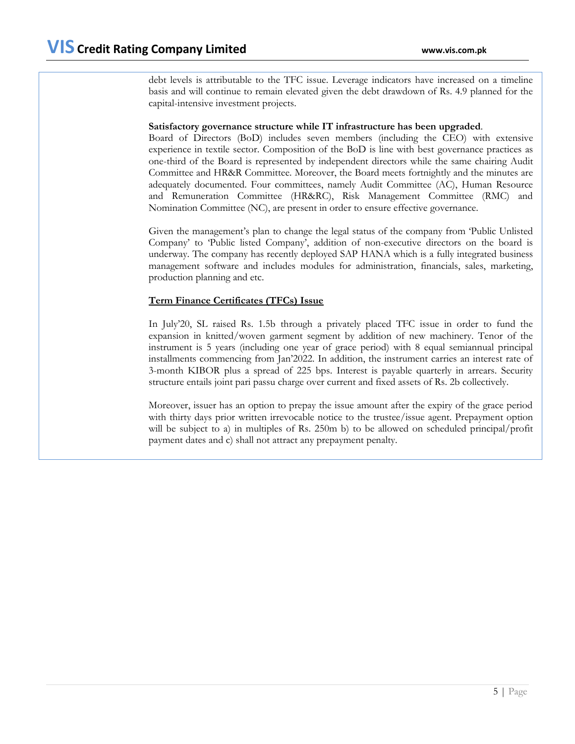debt levels is attributable to the TFC issue. Leverage indicators have increased on a timeline basis and will continue to remain elevated given the debt drawdown of Rs. 4.9 planned for the capital-intensive investment projects.

**Satisfactory governance structure while IT infrastructure has been upgraded**.

Board of Directors (BoD) includes seven members (including the CEO) with extensive experience in textile sector. Composition of the BoD is line with best governance practices as one-third of the Board is represented by independent directors while the same chairing Audit Committee and HR&R Committee. Moreover, the Board meets fortnightly and the minutes are adequately documented. Four committees, namely Audit Committee (AC), Human Resource and Remuneration Committee (HR&RC), Risk Management Committee (RMC) and Nomination Committee (NC), are present in order to ensure effective governance.

Given the management's plan to change the legal status of the company from 'Public Unlisted Company' to 'Public listed Company', addition of non-executive directors on the board is underway. The company has recently deployed SAP HANA which is a fully integrated business management software and includes modules for administration, financials, sales, marketing, production planning and etc.

**Term Finance Certificates (TFCs) Issue**

In July'20, SL raised Rs. 1.5b through a privately placed TFC issue in order to fund the expansion in knitted/woven garment segment by addition of new machinery. Tenor of the instrument is 5 years (including one year of grace period) with 8 equal semiannual principal installments commencing from Jan'2022. In addition, the instrument carries an interest rate of 3-month KIBOR plus a spread of 225 bps. Interest is payable quarterly in arrears. Security structure entails joint pari passu charge over current and fixed assets of Rs. 2b collectively.

Moreover, issuer has an option to prepay the issue amount after the expiry of the grace period with thirty days prior written irrevocable notice to the trustee/issue agent. Prepayment option will be subject to a) in multiples of Rs. 250m b) to be allowed on scheduled principal/profit payment dates and c) shall not attract any prepayment penalty.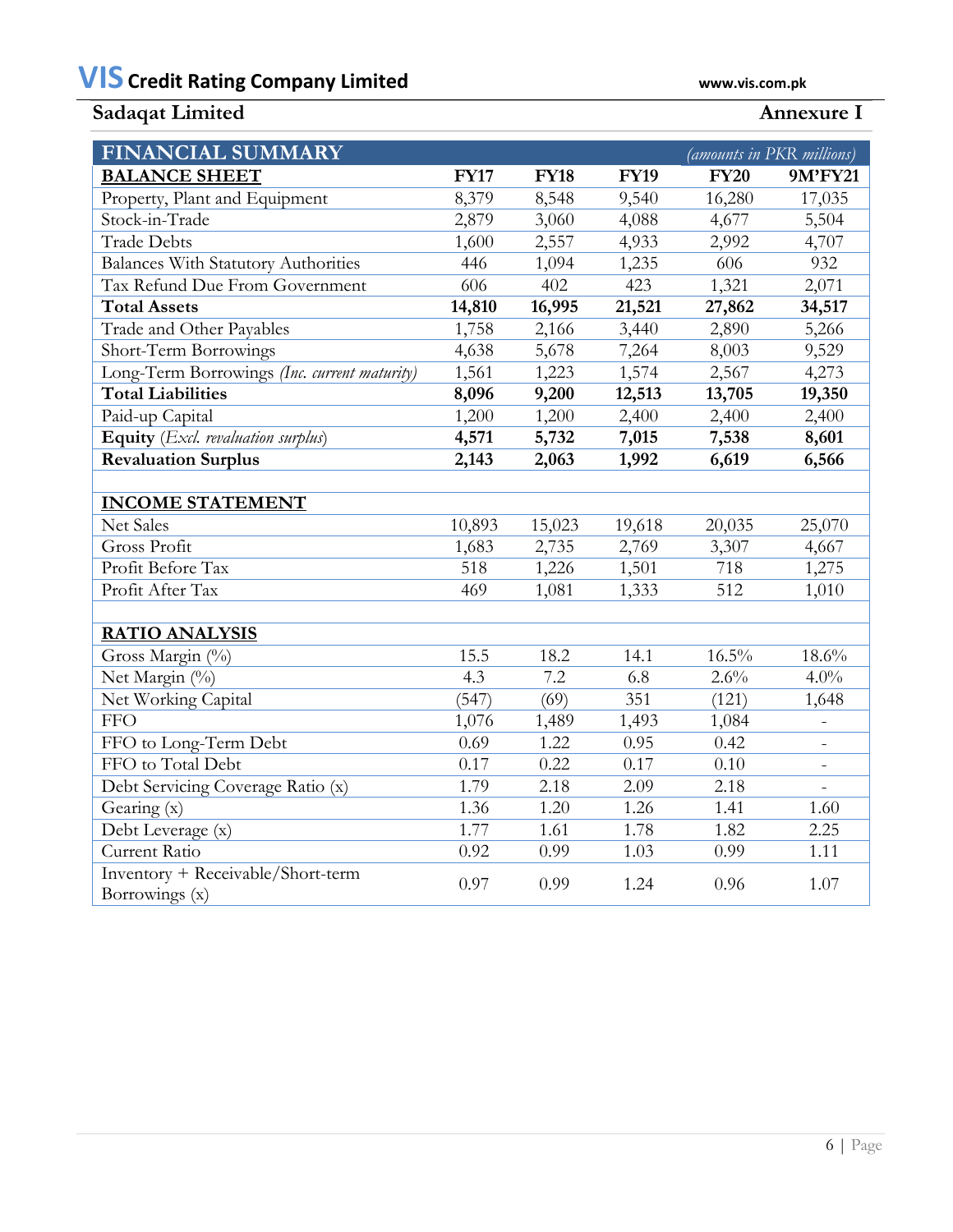## Sadaqat Limited

**Annexure I**

| FINANCIAL SUMMARY | | | | | *(amounts in PKR millions)* |
|---|---|---|---|---|---|
| **BALANCE SHEET** | **FY17** | **FY18** | **FY19** | **FY20** | **9M'FY21** |
| Property, Plant and Equipment | 8,379 | 8,548 | 9,540 | 16,280 | 17,035 |
| Stock-in-Trade | 2,879 | 3,060 | 4,088 | 4,677 | 5,504 |
| Trade Debts | 1,600 | 2,557 | 4,933 | 2,992 | 4,707 |
| Balances With Statutory Authorities | 446 | 1,094 | 1,235 | 606 | 932 |
| Tax Refund Due From Government | 606 | 402 | 423 | 1,321 | 2,071 |
| **Total Assets** | **14,810** | **16,995** | **21,521** | **27,862** | **34,517** |
| Trade and Other Payables | 1,758 | 2,166 | 3,440 | 2,890 | 5,266 |
| Short-Term Borrowings | 4,638 | 5,678 | 7,264 | 8,003 | 9,529 |
| Long-Term Borrowings *(Inc. current maturity)* | 1,561 | 1,223 | 1,574 | 2,567 | 4,273 |
| **Total Liabilities** | **8,096** | **9,200** | **12,513** | **13,705** | **19,350** |
| Paid-up Capital | 1,200 | 1,200 | 2,400 | 2,400 | 2,400 |
| **Equity** *(Excl. revaluation surplus)* | **4,571** | **5,732** | **7,015** | **7,538** | **8,601** |
| **Revaluation Surplus** | **2,143** | **2,063** | **1,992** | **6,619** | **6,566** |
| | | | | | |
| **INCOME STATEMENT** | | | | | |
| Net Sales | 10,893 | 15,023 | 19,618 | 20,035 | 25,070 |
| Gross Profit | 1,683 | 2,735 | 2,769 | 3,307 | 4,667 |
| Profit Before Tax | 518 | 1,226 | 1,501 | 718 | 1,275 |
| Profit After Tax | 469 | 1,081 | 1,333 | 512 | 1,010 |
| | | | | | |
| **RATIO ANALYSIS** | | | | | |
| Gross Margin (%) | 15.5 | 18.2 | 14.1 | 16.5% | 18.6% |
| Net Margin (%) | 4.3 | 7.2 | 6.8 | 2.6% | 4.0% |
| Net Working Capital | (547) | (69) | 351 | (121) | 1,648 |
| FFO | 1,076 | 1,489 | 1,493 | 1,084 | - |
| FFO to Long-Term Debt | 0.69 | 1.22 | 0.95 | 0.42 | - |
| FFO to Total Debt | 0.17 | 0.22 | 0.17 | 0.10 | - |
| Debt Servicing Coverage Ratio (x) | 1.79 | 2.18 | 2.09 | 2.18 | - |
| Gearing (x) | 1.36 | 1.20 | 1.26 | 1.41 | 1.60 |
| Debt Leverage (x) | 1.77 | 1.61 | 1.78 | 1.82 | 2.25 |
| Current Ratio | 0.92 | 0.99 | 1.03 | 0.99 | 1.11 |
| Inventory + Receivable/Short-term Borrowings (x) | 0.97 | 0.99 | 1.24 | 0.96 | 1.07 |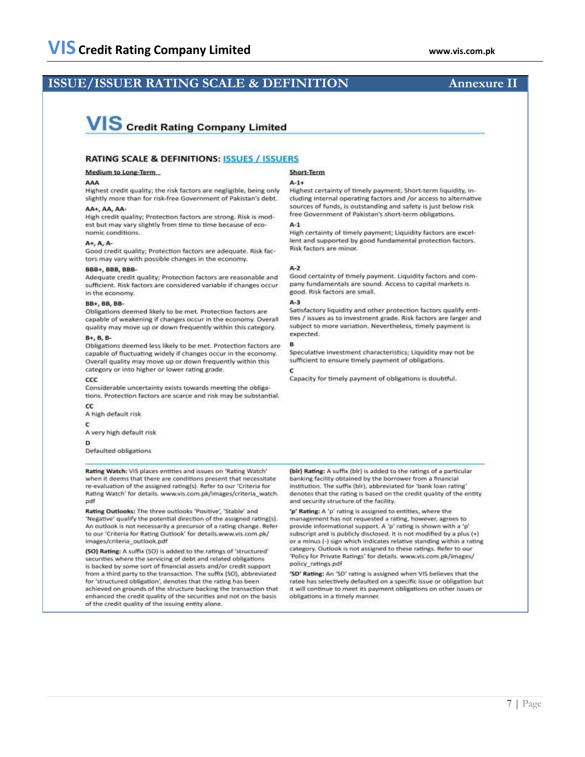# ISSUE/ISSUER RATING SCALE & DEFINITION

Annexure II

## VIS Credit Rating Company Limited

### RATING SCALE & DEFINITIONS: ISSUES / ISSUERS

**Medium to Long-Term**

**AAA**
Highest credit quality; the risk factors are negligible, being only slightly more than for risk-free Government of Pakistan's debt.

**AA+, AA, AA-**
High credit quality; Protection factors are strong. Risk is modest but may vary slightly from time to time because of economic conditions.

**A+, A, A-**
Good credit quality; Protection factors are adequate. Risk factors may vary with possible changes in the economy.

**BBB+, BBB, BBB-**
Adequate credit quality; Protection factors are reasonable and sufficient. Risk factors are considered variable if changes occur in the economy.

**BB+, BB, BB-**
Obligations deemed likely to be met. Protection factors are capable of weakening if changes occur in the economy. Overall quality may move up or down frequently within this category.

**B+, B, B-**
Obligations deemed less likely to be met. Protection factors are capable of fluctuating widely if changes occur in the economy. Overall quality may move up or down frequently within this category or into higher or lower rating grade.

**CCC**
Considerable uncertainty exists towards meeting the obligations. Protection factors are scarce and risk may be substantial.

**CC**
A high default risk

**C**
A very high default risk

**D**
Defaulted obligations

**Short-Term**

**A-1+**
Highest certainty of timely payment; Short-term liquidity, including internal operating factors and /or access to alternative sources of funds, is outstanding and safety is just below risk free Government of Pakistan's short-term obligations.

**A-1**
High certainty of timely payment; Liquidity factors are excellent and supported by good fundamental protection factors. Risk factors are minor.

**A-2**
Good certainty of timely payment. Liquidity factors and company fundamentals are sound. Access to capital markets is good. Risk factors are small.

**A-3**
Satisfactory liquidity and other protection factors qualify entities / issues as to investment grade. Risk factors are larger and subject to more variation. Nevertheless, timely payment is expected.

**B**
Speculative investment characteristics; Liquidity may not be sufficient to ensure timely payment of obligations.

**C**
Capacity for timely payment of obligations is doubtful.

**Rating Watch:** VIS places entities and issues on 'Rating Watch' when it deems that there are conditions present that necessitate re-evaluation of the assigned rating(s). Refer to our 'Criteria for Rating Watch' for details. www.vis.com.pk/images/criteria_watch.pdf

**Rating Outlooks:** The three outlooks 'Positive', 'Stable' and 'Negative' qualify the potential direction of the assigned rating(s). An outlook is not necessarily a precursor of a rating change. Refer to our 'Criteria for Rating Outlook' for details.www.vis.com.pk/images/criteria_outlook.pdf

**(SO) Rating:** A suffix (SO) is added to the ratings of 'structured' securities where the servicing of debt and related obligations is backed by some sort of financial assets and/or credit support from a third party to the transaction. The suffix (SO), abbreviated for 'structured obligation', denotes that the rating has been achieved on grounds of the structure backing the transaction that enhanced the credit quality of the securities and not on the basis of the credit quality of the issuing entity alone.

**(blr) Rating:** A suffix (blr) is added to the ratings of a particular banking facility obtained by the borrower from a financial institution. The suffix (blr), abbreviated for 'bank loan rating' denotes that the rating is based on the credit quality of the entity and security structure of the facility.

**'p' Rating:** A 'p' rating is assigned to entities, where the management has not requested a rating, however, agrees to provide informational support. A 'p' rating is shown with a 'p' subscript and is publicly disclosed. It is not modified by a plus (+) or a minus (-) sign which indicates relative standing within a rating category. Outlook is not assigned to these ratings. Refer to our 'Policy for Private Ratings' for details. www.vis.com.pk/images/policy_ratings.pdf

**'SD' Rating:** An 'SD' rating is assigned when VIS believes that the ratee has selectively defaulted on a specific issue or obligation but it will continue to meet its payment obligations on other issues or obligations in a timely manner.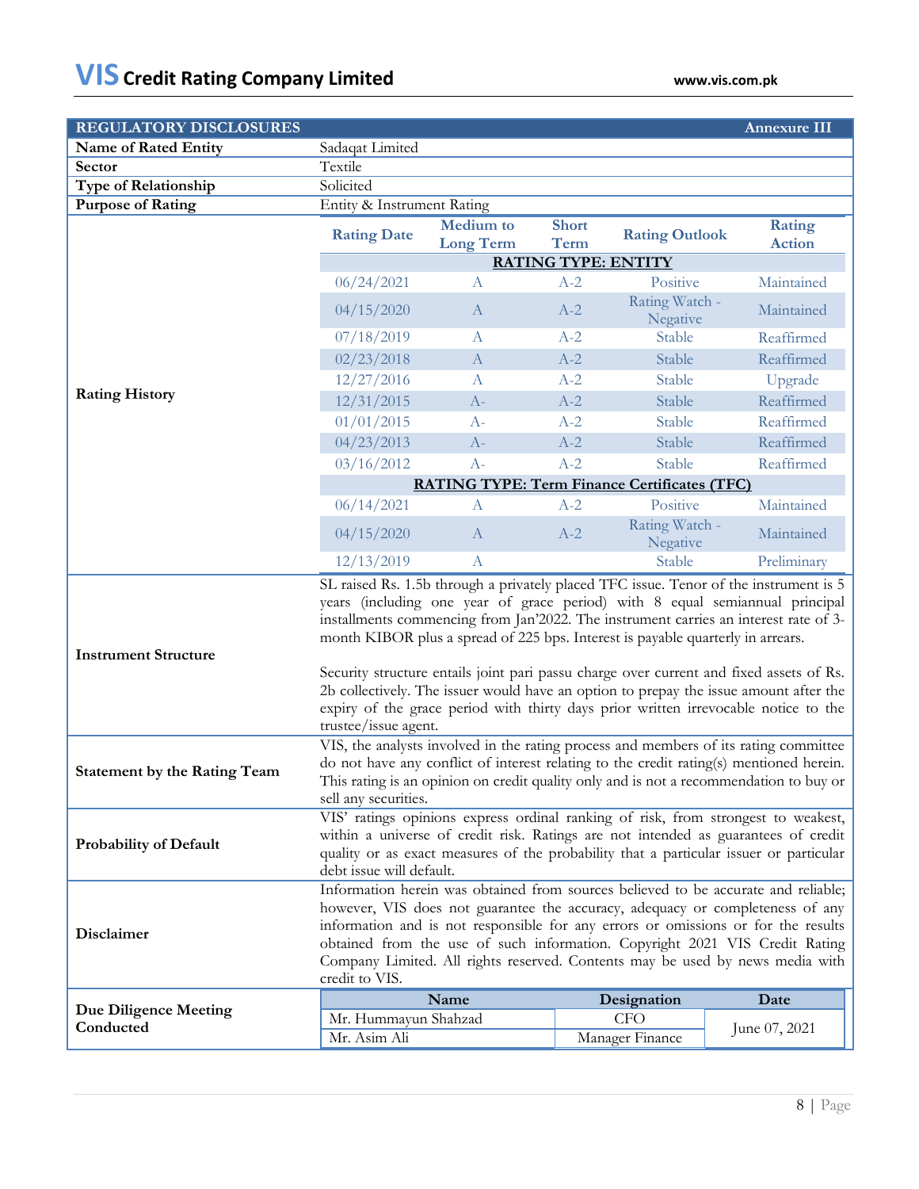| REGULATORY DISCLOSURES | | | | | Annexure III |
|---|---|---|---|---|---|
| **Name of Rated Entity** | Sadaqat Limited | | | | |
| **Sector** | Textile | | | | |
| **Type of Relationship** | Solicited | | | | |
| **Purpose of Rating** | Entity & Instrument Rating | | | | |
| **Rating History** | **Rating Date** | **Medium to Long Term** | **Short Term** | **Rating Outlook** | **Rating Action** |
| | **RATING TYPE: ENTITY** | | | | |
| | 06/24/2021 | A | A-2 | Positive | Maintained |
| | 04/15/2020 | A | A-2 | Rating Watch - Negative | Maintained |
| | 07/18/2019 | A | A-2 | Stable | Reaffirmed |
| | 02/23/2018 | A | A-2 | Stable | Reaffirmed |
| | 12/27/2016 | A | A-2 | Stable | Upgrade |
| | 12/31/2015 | A- | A-2 | Stable | Reaffirmed |
| | 01/01/2015 | A- | A-2 | Stable | Reaffirmed |
| | 04/23/2013 | A- | A-2 | Stable | Reaffirmed |
| | 03/16/2012 | A- | A-2 | Stable | Reaffirmed |
| | **RATING TYPE: Term Finance Certificates (TFC)** | | | | |
| | 06/14/2021 | A | A-2 | Positive | Maintained |
| | 04/15/2020 | A | A-2 | Rating Watch - Negative | Maintained |
| | 12/13/2019 | A | | Stable | Preliminary |
| **Instrument Structure** | SL raised Rs. 1.5b through a privately placed TFC issue. Tenor of the instrument is 5 years (including one year of grace period) with 8 equal semiannual principal installments commencing from Jan'2022. The instrument carries an interest rate of 3-month KIBOR plus a spread of 225 bps. Interest is payable quarterly in arrears.<br><br>Security structure entails joint pari passu charge over current and fixed assets of Rs. 2b collectively. The issuer would have an option to prepay the issue amount after the expiry of the grace period with thirty days prior written irrevocable notice to the trustee/issue agent. | | | | |
| **Statement by the Rating Team** | VIS, the analysts involved in the rating process and members of its rating committee do not have any conflict of interest relating to the credit rating(s) mentioned herein. This rating is an opinion on credit quality only and is not a recommendation to buy or sell any securities. | | | | |
| **Probability of Default** | VIS' ratings opinions express ordinal ranking of risk, from strongest to weakest, within a universe of credit risk. Ratings are not intended as guarantees of credit quality or as exact measures of the probability that a particular issuer or particular debt issue will default. | | | | |
| **Disclaimer** | Information herein was obtained from sources believed to be accurate and reliable; however, VIS does not guarantee the accuracy, adequacy or completeness of any information and is not responsible for any errors or omissions or for the results obtained from the use of such information. Copyright 2021 VIS Credit Rating Company Limited. All rights reserved. Contents may be used by news media with credit to VIS. | | | | |
| **Due Diligence Meeting Conducted** | **Name** | **Designation** | **Date** | | |
| | Mr. Hummayun Shahzad | CFO | June 07, 2021 | | |
| | Mr. Asim Ali | Manager Finance | | | |